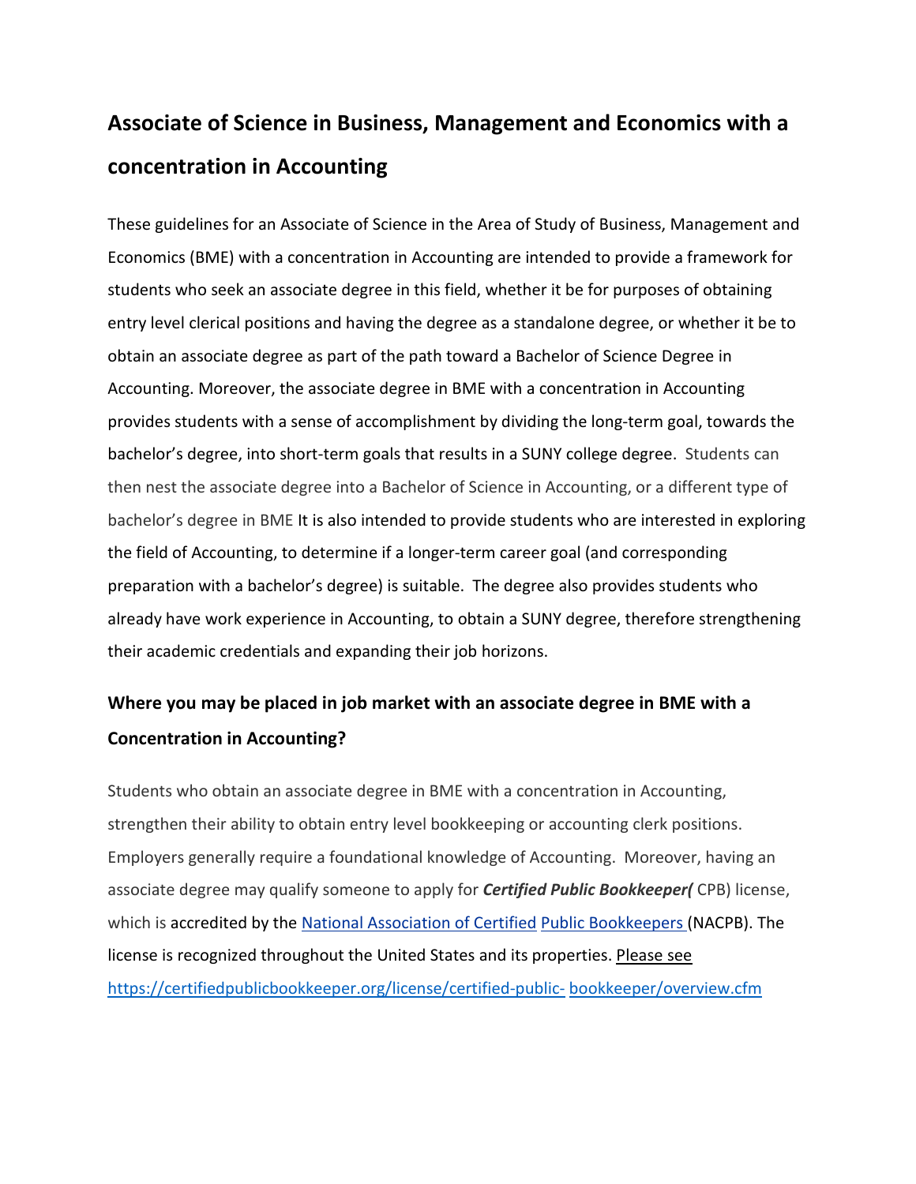## Associate of Science in Business, Management and Economics with a concentration in Accounting

These guidelines for an Associate of Science in the Area of Study of Business, Management and Economics (BME) with a concentration in Accounting are intended to provide a framework for students who seek an associate degree in this field, whether it be for purposes of obtaining entry level clerical positions and having the degree as a standalone degree, or whether it be to obtain an associate degree as part of the path toward a Bachelor of Science Degree in Accounting. Moreover, the associate degree in BME with a concentration in Accounting provides students with a sense of accomplishment by dividing the long-term goal, towards the bachelor's degree, into short-term goals that results in a SUNY college degree. Students can then nest the associate degree into a Bachelor of Science in Accounting, or a different type of bachelor's degree in BME It is also intended to provide students who are interested in exploring the field of Accounting, to determine if a longer-term career goal (and corresponding preparation with a bachelor's degree) is suitable. The degree also provides students who already have work experience in Accounting, to obtain a SUNY degree, therefore strengthening their academic credentials and expanding their job horizons.

### Where you may be placed in job market with an associate degree in BME with a Concentration in Accounting?

Students who obtain an associate degree in BME with a concentration in Accounting, strengthen their ability to obtain entry level bookkeeping or accounting clerk positions. Employers generally require a foundational knowledge of Accounting. Moreover, having an associate degree may qualify someone to apply for ***Certified Public Bookkeeper(*** CPB) license, which is accredited by the [National Association of Certified Public Bookkeepers](https://certifiedpublicbookkeeper.org) (NACPB). The license is recognized throughout the United States and its properties. Please see [https://certifiedpublicbookkeeper.org/license/certified-public-bookkeeper/overview.cfm](https://certifiedpublicbookkeeper.org/license/certified-public-bookkeeper/overview.cfm)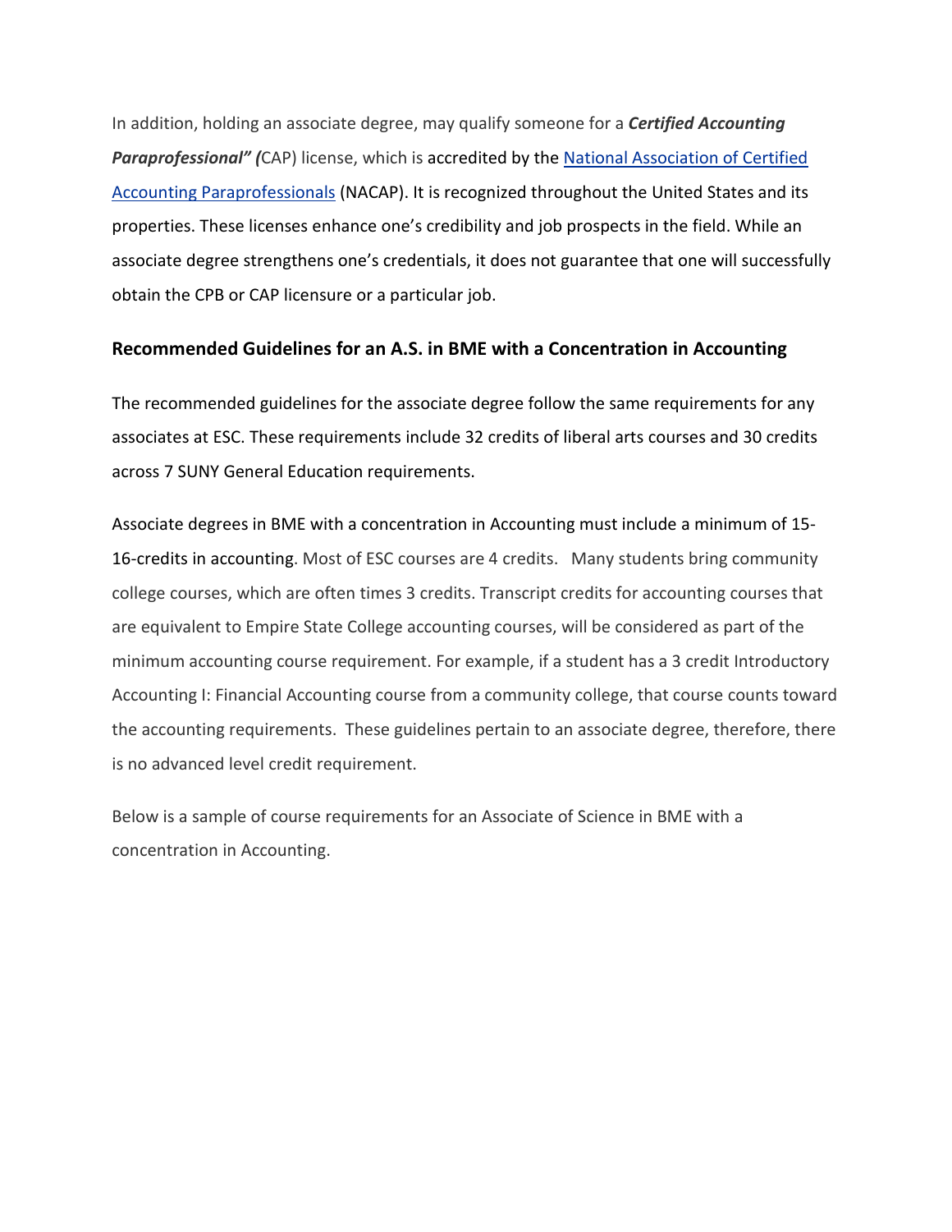In addition, holding an associate degree, may qualify someone for a ***Certified Accounting Paraprofessional" (***CAP) license, which is accredited by the [National Association of Certified Accounting Paraprofessionals](#) (NACAP). It is recognized throughout the United States and its properties. These licenses enhance one's credibility and job prospects in the field. While an associate degree strengthens one's credentials, it does not guarantee that one will successfully obtain the CPB or CAP licensure or a particular job.

### Recommended Guidelines for an A.S. in BME with a Concentration in Accounting

The recommended guidelines for the associate degree follow the same requirements for any associates at ESC. These requirements include 32 credits of liberal arts courses and 30 credits across 7 SUNY General Education requirements.

Associate degrees in BME with a concentration in Accounting must include a minimum of 15-16-credits in accounting. Most of ESC courses are 4 credits. Many students bring community college courses, which are often times 3 credits. Transcript credits for accounting courses that are equivalent to Empire State College accounting courses, will be considered as part of the minimum accounting course requirement. For example, if a student has a 3 credit Introductory Accounting I: Financial Accounting course from a community college, that course counts toward the accounting requirements. These guidelines pertain to an associate degree, therefore, there is no advanced level credit requirement.

Below is a sample of course requirements for an Associate of Science in BME with a concentration in Accounting.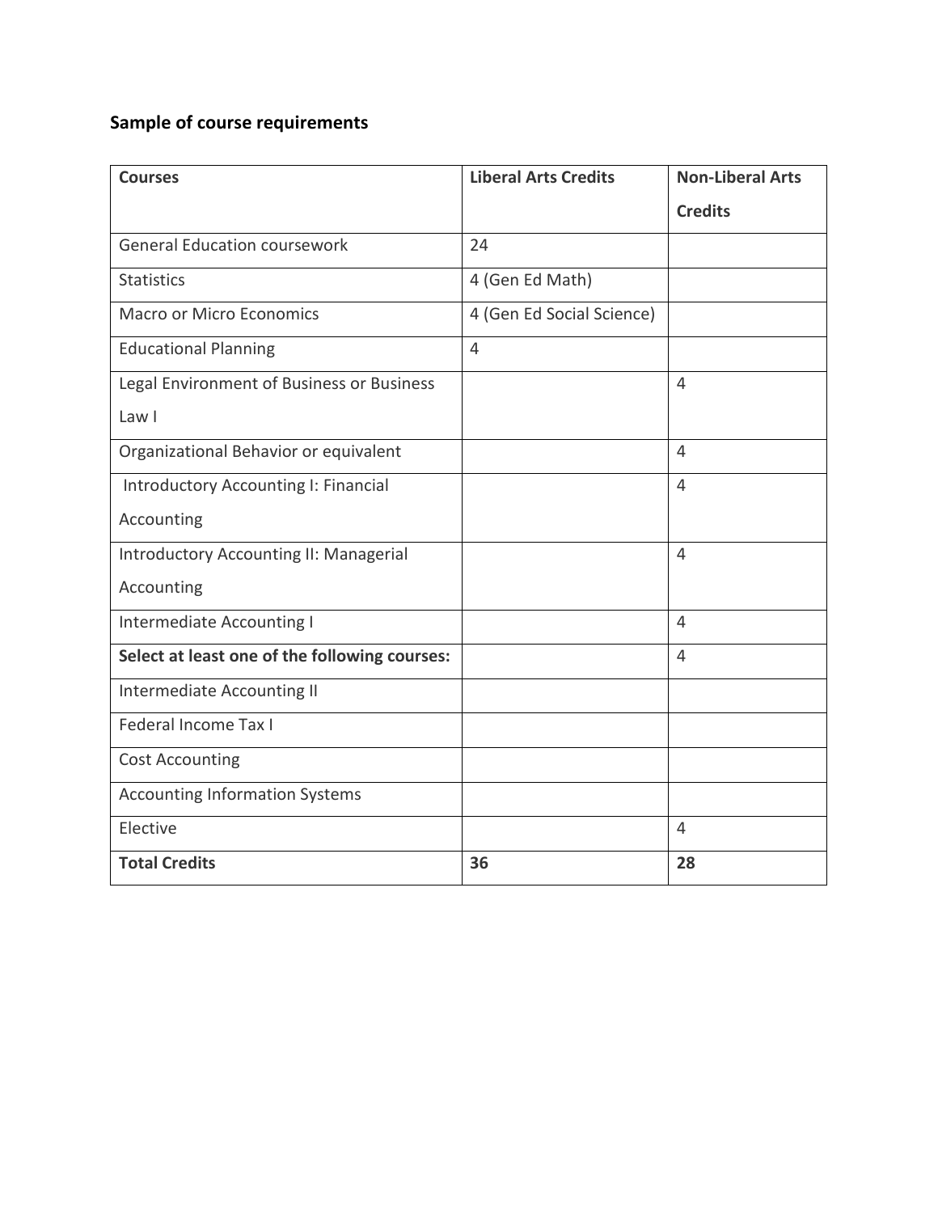**Sample of course requirements**

| Courses | Liberal Arts Credits | Non-Liberal Arts Credits |
| --- | --- | --- |
| General Education coursework | 24 | |
| Statistics | 4 (Gen Ed Math) | |
| Macro or Micro Economics | 4 (Gen Ed Social Science) | |
| Educational Planning | 4 | |
| Legal Environment of Business or Business Law I | | 4 |
| Organizational Behavior or equivalent | | 4 |
| Introductory Accounting I: Financial Accounting | | 4 |
| Introductory Accounting II: Managerial Accounting | | 4 |
| Intermediate Accounting I | | 4 |
| **Select at least one of the following courses:** | | 4 |
| Intermediate Accounting II | | |
| Federal Income Tax I | | |
| Cost Accounting | | |
| Accounting Information Systems | | |
| Elective | | 4 |
| **Total Credits** | **36** | **28** |